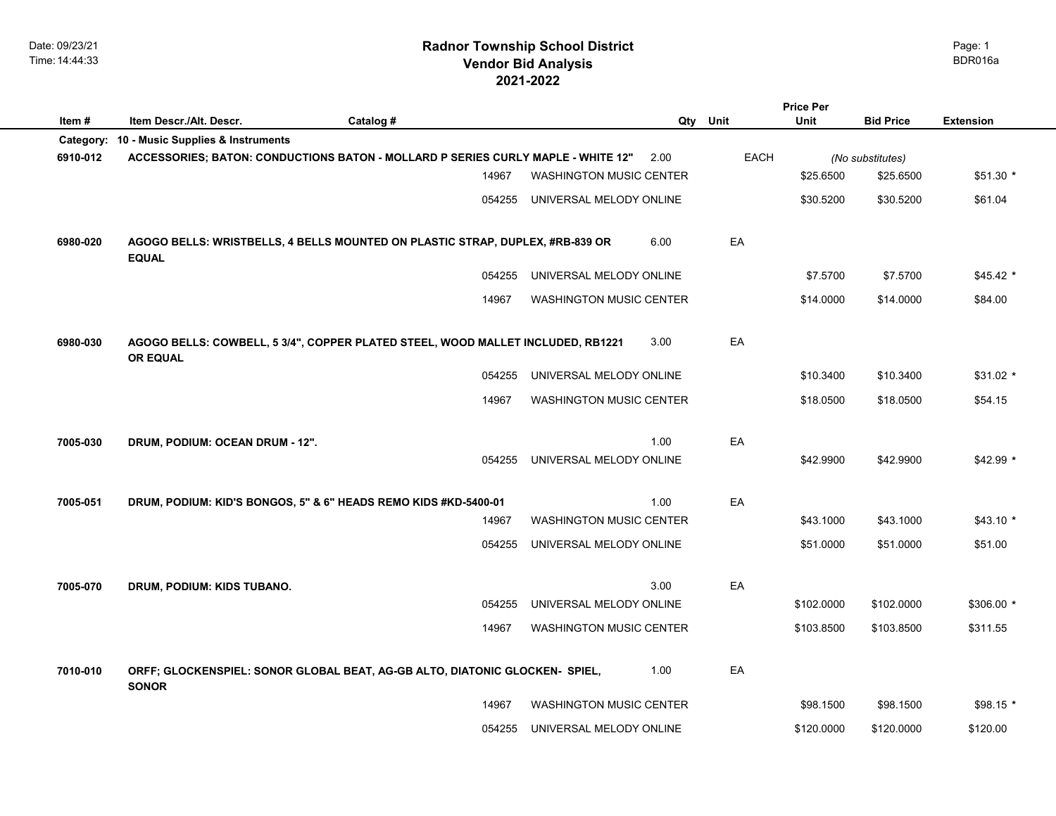# Radnor Township School District
## Vendor Bid Analysis
## 2021-2022

Date: 09/23/21
Time: 14:44:33

BDR016a

| Item # | Item Descr./Alt. Descr. | Catalog # | | Qty | Unit | Price Per Unit | Bid Price | Extension |
|---|---|---|---|---|---|---|---|---|
| **Category:** | **10 - Music Supplies & Instruments** | | | | | | | |
| **6910-012** | **ACCESSORIES; BATON: CONDUCTIONS BATON - MOLLARD P SERIES CURLY MAPLE - WHITE 12"** | | | 2.00 | EACH | *(No substitutes)* | | |
| | | 14967 | WASHINGTON MUSIC CENTER | | | $25.6500 | $25.6500 | $51.30 * |
| | | 054255 | UNIVERSAL MELODY ONLINE | | | $30.5200 | $30.5200 | $61.04 |
| **6980-020** | **AGOGO BELLS: WRISTBELLS, 4 BELLS MOUNTED ON PLASTIC STRAP, DUPLEX, #RB-839 OR EQUAL** | | | 6.00 | EA | | | |
| | | 054255 | UNIVERSAL MELODY ONLINE | | | $7.5700 | $7.5700 | $45.42 * |
| | | 14967 | WASHINGTON MUSIC CENTER | | | $14.0000 | $14.0000 | $84.00 |
| **6980-030** | **AGOGO BELLS: COWBELL, 5 3/4", COPPER PLATED STEEL, WOOD MALLET INCLUDED, RB1221 OR EQUAL** | | | 3.00 | EA | | | |
| | | 054255 | UNIVERSAL MELODY ONLINE | | | $10.3400 | $10.3400 | $31.02 * |
| | | 14967 | WASHINGTON MUSIC CENTER | | | $18.0500 | $18.0500 | $54.15 |
| **7005-030** | **DRUM, PODIUM: OCEAN DRUM - 12".** | | | 1.00 | EA | | | |
| | | 054255 | UNIVERSAL MELODY ONLINE | | | $42.9900 | $42.9900 | $42.99 * |
| **7005-051** | **DRUM, PODIUM: KID'S BONGOS, 5" & 6" HEADS REMO KIDS #KD-5400-01** | | | 1.00 | EA | | | |
| | | 14967 | WASHINGTON MUSIC CENTER | | | $43.1000 | $43.1000 | $43.10 * |
| | | 054255 | UNIVERSAL MELODY ONLINE | | | $51.0000 | $51.0000 | $51.00 |
| **7005-070** | **DRUM, PODIUM: KIDS TUBANO.** | | | 3.00 | EA | | | |
| | | 054255 | UNIVERSAL MELODY ONLINE | | | $102.0000 | $102.0000 | $306.00 * |
| | | 14967 | WASHINGTON MUSIC CENTER | | | $103.8500 | $103.8500 | $311.55 |
| **7010-010** | **ORFF; GLOCKENSPIEL: SONOR GLOBAL BEAT, AG-GB ALTO, DIATONIC GLOCKEN- SPIEL, SONOR** | | | 1.00 | EA | | | |
| | | 14967 | WASHINGTON MUSIC CENTER | | | $98.1500 | $98.1500 | $98.15 * |
| | | 054255 | UNIVERSAL MELODY ONLINE | | | $120.0000 | $120.0000 | $120.00 |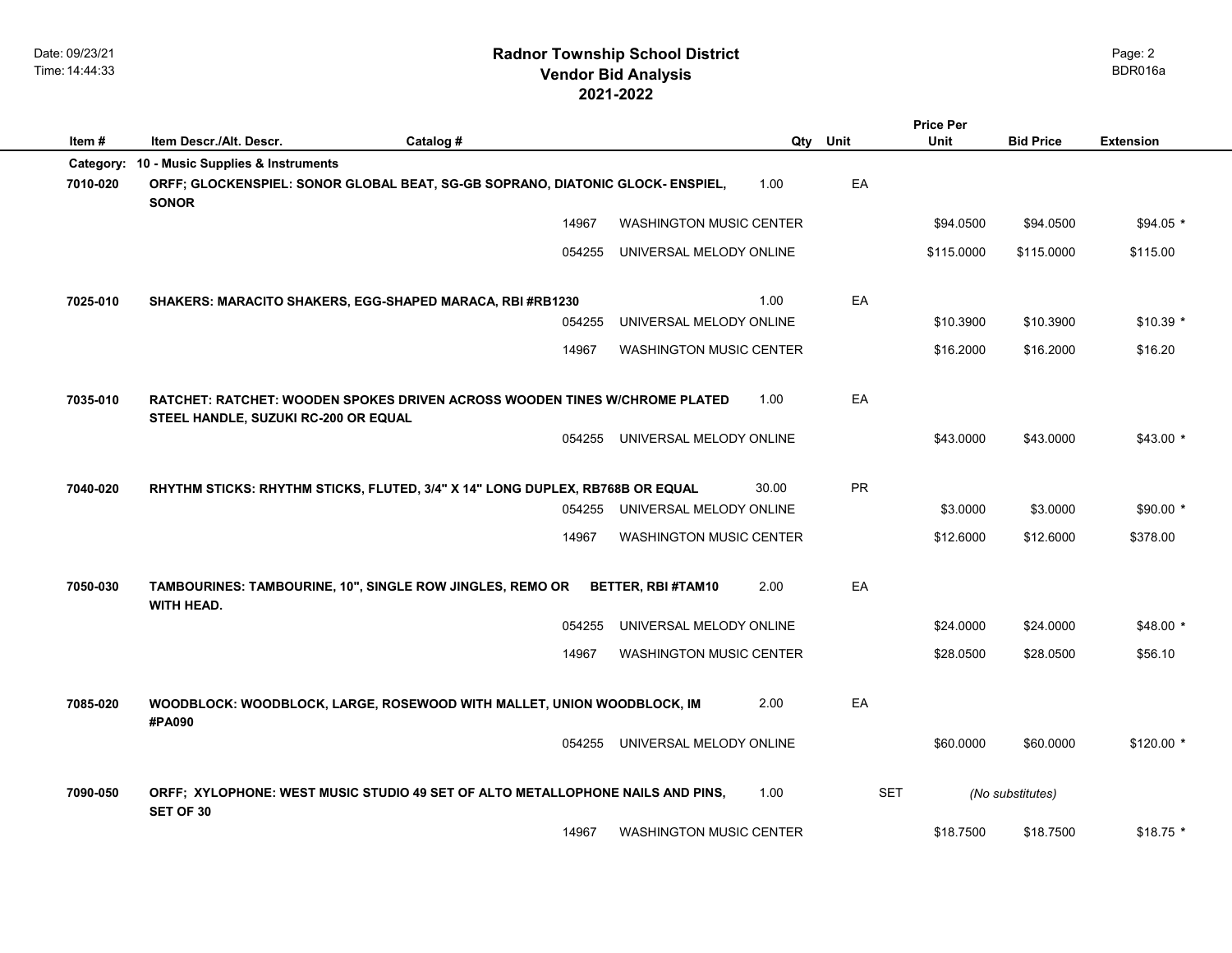# Radnor Township School District
## Vendor Bid Analysis
## 2021-2022

| Item # | Item Descr./Alt. Descr. | Catalog # | | Qty | Unit | Price Per Unit | Bid Price | Extension |
|---|---|---|---|---|---|---|---|---|
| **Category:** | **10 - Music Supplies & Instruments** | | | | | | | |
| **7010-020** | **ORFF; GLOCKENSPIEL: SONOR GLOBAL BEAT, SG-GB SOPRANO, DIATONIC GLOCK- ENSPIEL, SONOR** | | | 1.00 | EA | | | |
| | | 14967 | WASHINGTON MUSIC CENTER | | | $94.0500 | $94.0500 | $94.05 * |
| | | 054255 | UNIVERSAL MELODY ONLINE | | | $115.0000 | $115.0000 | $115.00 |
| **7025-010** | **SHAKERS: MARACITO SHAKERS, EGG-SHAPED MARACA, RBI #RB1230** | | | 1.00 | EA | | | |
| | | 054255 | UNIVERSAL MELODY ONLINE | | | $10.3900 | $10.3900 | $10.39 * |
| | | 14967 | WASHINGTON MUSIC CENTER | | | $16.2000 | $16.2000 | $16.20 |
| **7035-010** | **RATCHET: RATCHET: WOODEN SPOKES DRIVEN ACROSS WOODEN TINES W/CHROME PLATED STEEL HANDLE, SUZUKI RC-200 OR EQUAL** | | | 1.00 | EA | | | |
| | | 054255 | UNIVERSAL MELODY ONLINE | | | $43.0000 | $43.0000 | $43.00 * |
| **7040-020** | **RHYTHM STICKS: RHYTHM STICKS, FLUTED, 3/4" X 14" LONG DUPLEX, RB768B OR EQUAL** | | | 30.00 | PR | | | |
| | | 054255 | UNIVERSAL MELODY ONLINE | | | $3.0000 | $3.0000 | $90.00 * |
| | | 14967 | WASHINGTON MUSIC CENTER | | | $12.6000 | $12.6000 | $378.00 |
| **7050-030** | **TAMBOURINES: TAMBOURINE, 10", SINGLE ROW JINGLES, REMO OR BETTER, RBI #TAM10 WITH HEAD.** | | | 2.00 | EA | | | |
| | | 054255 | UNIVERSAL MELODY ONLINE | | | $24.0000 | $24.0000 | $48.00 * |
| | | 14967 | WASHINGTON MUSIC CENTER | | | $28.0500 | $28.0500 | $56.10 |
| **7085-020** | **WOODBLOCK: WOODBLOCK, LARGE, ROSEWOOD WITH MALLET, UNION WOODBLOCK, IM #PA090** | | | 2.00 | EA | | | |
| | | 054255 | UNIVERSAL MELODY ONLINE | | | $60.0000 | $60.0000 | $120.00 * |
| **7090-050** | **ORFF; XYLOPHONE: WEST MUSIC STUDIO 49 SET OF ALTO METALLOPHONE NAILS AND PINS, SET OF 30** | | | 1.00 | SET | | *(No substitutes)* | |
| | | 14967 | WASHINGTON MUSIC CENTER | | | $18.7500 | $18.7500 | $18.75 * |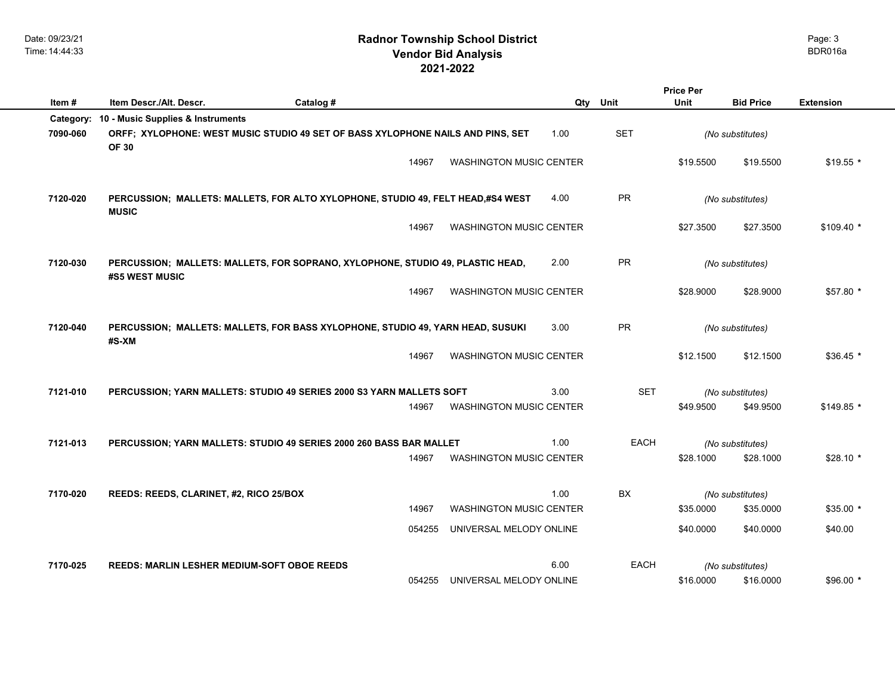# Radnor Township School District
## Vendor Bid Analysis
## 2021-2022

| Item # | Item Descr./Alt. Descr. | Catalog # | | Qty | Unit | Price Per Unit | Bid Price | Extension |
|---|---|---|---|---|---|---|---|---|
| **Category:** | **10 - Music Supplies & Instruments** | | | | | | | |
| **7090-060** | **ORFF; XYLOPHONE: WEST MUSIC STUDIO 49 SET OF BASS XYLOPHONE NAILS AND PINS, SET OF 30** | | | 1.00 | SET | *(No substitutes)* | | |
| | | 14967 | WASHINGTON MUSIC CENTER | | | $19.5500 | $19.5500 | $19.55 * |
| **7120-020** | **PERCUSSION; MALLETS: MALLETS, FOR ALTO XYLOPHONE, STUDIO 49, FELT HEAD,#S4 WEST MUSIC** | | | 4.00 | PR | *(No substitutes)* | | |
| | | 14967 | WASHINGTON MUSIC CENTER | | | $27.3500 | $27.3500 | $109.40 * |
| **7120-030** | **PERCUSSION; MALLETS: MALLETS, FOR SOPRANO, XYLOPHONE, STUDIO 49, PLASTIC HEAD, #S5 WEST MUSIC** | | | 2.00 | PR | *(No substitutes)* | | |
| | | 14967 | WASHINGTON MUSIC CENTER | | | $28.9000 | $28.9000 | $57.80 * |
| **7120-040** | **PERCUSSION; MALLETS: MALLETS, FOR BASS XYLOPHONE, STUDIO 49, YARN HEAD, SUSUKI #S-XM** | | | 3.00 | PR | *(No substitutes)* | | |
| | | 14967 | WASHINGTON MUSIC CENTER | | | $12.1500 | $12.1500 | $36.45 * |
| **7121-010** | **PERCUSSION; YARN MALLETS: STUDIO 49 SERIES 2000 S3 YARN MALLETS SOFT** | | | 3.00 | SET | *(No substitutes)* | | |
| | | 14967 | WASHINGTON MUSIC CENTER | | | $49.9500 | $49.9500 | $149.85 * |
| **7121-013** | **PERCUSSION; YARN MALLETS: STUDIO 49 SERIES 2000 260 BASS BAR MALLET** | | | 1.00 | EACH | *(No substitutes)* | | |
| | | 14967 | WASHINGTON MUSIC CENTER | | | $28.1000 | $28.1000 | $28.10 * |
| **7170-020** | **REEDS: REEDS, CLARINET, #2, RICO 25/BOX** | | | 1.00 | BX | *(No substitutes)* | | |
| | | 14967 | WASHINGTON MUSIC CENTER | | | $35.0000 | $35.0000 | $35.00 * |
| | | 054255 | UNIVERSAL MELODY ONLINE | | | $40.0000 | $40.0000 | $40.00 |
| **7170-025** | **REEDS: MARLIN LESHER MEDIUM-SOFT OBOE REEDS** | | | 6.00 | EACH | *(No substitutes)* | | |
| | | 054255 | UNIVERSAL MELODY ONLINE | | | $16.0000 | $16.0000 | $96.00 * |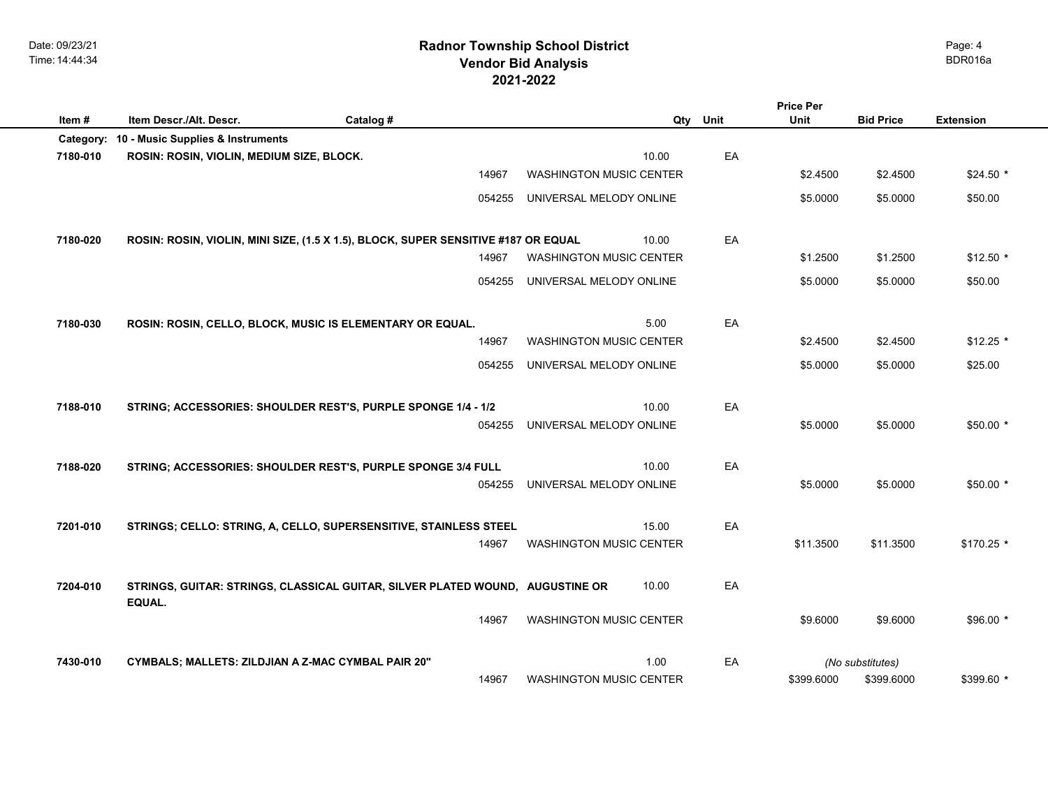# Radnor Township School District
## Vendor Bid Analysis
## 2021-2022

| Item # | Item Descr./Alt. Descr. | Catalog # | Vendor | Qty | Unit | Price Per Unit | Bid Price | Extension |
|---|---|---|---|---|---|---|---|---|
| **Category:** | **10 - Music Supplies & Instruments** | | | | | | | |
| **7180-010** | **ROSIN: ROSIN, VIOLIN, MEDIUM SIZE, BLOCK.** | | | 10.00 | EA | | | |
| | | 14967 | WASHINGTON MUSIC CENTER | | | $2.4500 | $2.4500 | $24.50 * |
| | | 054255 | UNIVERSAL MELODY ONLINE | | | $5.0000 | $5.0000 | $50.00 |
| **7180-020** | **ROSIN: ROSIN, VIOLIN, MINI SIZE, (1.5 X 1.5), BLOCK, SUPER SENSITIVE #187 OR EQUAL** | | | 10.00 | EA | | | |
| | | 14967 | WASHINGTON MUSIC CENTER | | | $1.2500 | $1.2500 | $12.50 * |
| | | 054255 | UNIVERSAL MELODY ONLINE | | | $5.0000 | $5.0000 | $50.00 |
| **7180-030** | **ROSIN: ROSIN, CELLO, BLOCK, MUSIC IS ELEMENTARY OR EQUAL.** | | | 5.00 | EA | | | |
| | | 14967 | WASHINGTON MUSIC CENTER | | | $2.4500 | $2.4500 | $12.25 * |
| | | 054255 | UNIVERSAL MELODY ONLINE | | | $5.0000 | $5.0000 | $25.00 |
| **7188-010** | **STRING; ACCESSORIES: SHOULDER REST'S, PURPLE SPONGE 1/4 - 1/2** | | | 10.00 | EA | | | |
| | | 054255 | UNIVERSAL MELODY ONLINE | | | $5.0000 | $5.0000 | $50.00 * |
| **7188-020** | **STRING; ACCESSORIES: SHOULDER REST'S, PURPLE SPONGE 3/4 FULL** | | | 10.00 | EA | | | |
| | | 054255 | UNIVERSAL MELODY ONLINE | | | $5.0000 | $5.0000 | $50.00 * |
| **7201-010** | **STRINGS; CELLO: STRING, A, CELLO, SUPERSENSITIVE, STAINLESS STEEL** | | | 15.00 | EA | | | |
| | | 14967 | WASHINGTON MUSIC CENTER | | | $11.3500 | $11.3500 | $170.25 * |
| **7204-010** | **STRINGS, GUITAR: STRINGS, CLASSICAL GUITAR, SILVER PLATED WOUND, AUGUSTINE OR EQUAL.** | | | 10.00 | EA | | | |
| | | 14967 | WASHINGTON MUSIC CENTER | | | $9.6000 | $9.6000 | $96.00 * |
| **7430-010** | **CYMBALS; MALLETS: ZILDJIAN A Z-MAC CYMBAL PAIR 20"** | | | 1.00 | EA | | *(No substitutes)* | |
| | | 14967 | WASHINGTON MUSIC CENTER | | | $399.6000 | $399.6000 | $399.60 * |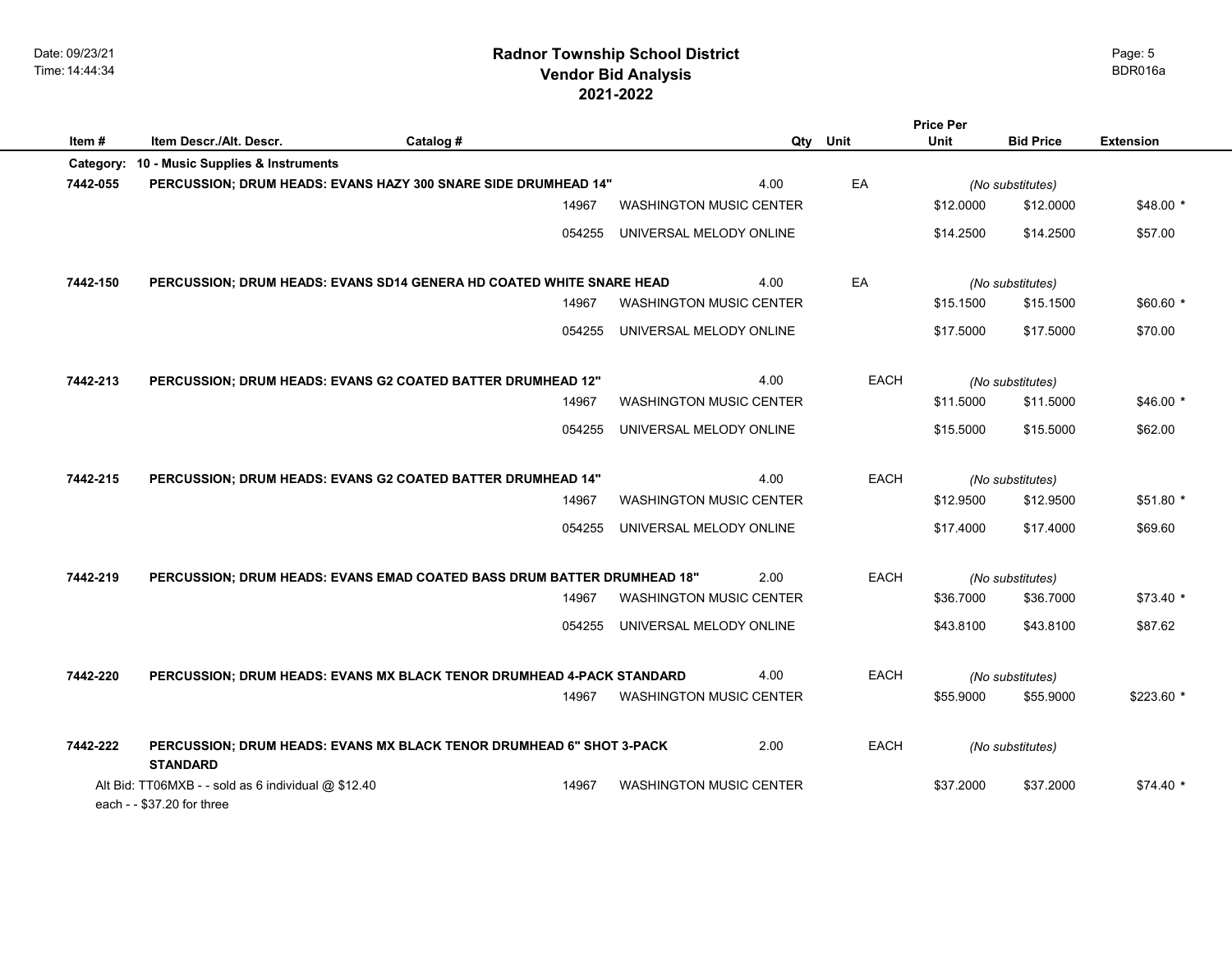# Radnor Township School District
## Vendor Bid Analysis
## 2021-2022

Date: 09/23/21
Time: 14:44:34

BDR016a

| Item # | Item Descr./Alt. Descr. | Catalog # | Qty | Unit | Price Per Unit | Bid Price | Extension |
|---|---|---|---|---|---|---|---|
| **Category:** | **10 - Music Supplies & Instruments** | | | | | | |
| **7442-055** | **PERCUSSION; DRUM HEADS: EVANS HAZY 300 SNARE SIDE DRUMHEAD 14"** | | 4.00 | EA | *(No substitutes)* | | |
| | | 14967 WASHINGTON MUSIC CENTER | | | $12.0000 | $12.0000 | $48.00 * |
| | | 054255 UNIVERSAL MELODY ONLINE | | | $14.2500 | $14.2500 | $57.00 |
| **7442-150** | **PERCUSSION; DRUM HEADS: EVANS SD14 GENERA HD COATED WHITE SNARE HEAD** | | 4.00 | EA | *(No substitutes)* | | |
| | | 14967 WASHINGTON MUSIC CENTER | | | $15.1500 | $15.1500 | $60.60 * |
| | | 054255 UNIVERSAL MELODY ONLINE | | | $17.5000 | $17.5000 | $70.00 |
| **7442-213** | **PERCUSSION; DRUM HEADS: EVANS G2 COATED BATTER DRUMHEAD 12"** | | 4.00 | EACH | *(No substitutes)* | | |
| | | 14967 WASHINGTON MUSIC CENTER | | | $11.5000 | $11.5000 | $46.00 * |
| | | 054255 UNIVERSAL MELODY ONLINE | | | $15.5000 | $15.5000 | $62.00 |
| **7442-215** | **PERCUSSION; DRUM HEADS: EVANS G2 COATED BATTER DRUMHEAD 14"** | | 4.00 | EACH | *(No substitutes)* | | |
| | | 14967 WASHINGTON MUSIC CENTER | | | $12.9500 | $12.9500 | $51.80 * |
| | | 054255 UNIVERSAL MELODY ONLINE | | | $17.4000 | $17.4000 | $69.60 |
| **7442-219** | **PERCUSSION; DRUM HEADS: EVANS EMAD COATED BASS DRUM BATTER DRUMHEAD 18"** | | 2.00 | EACH | *(No substitutes)* | | |
| | | 14967 WASHINGTON MUSIC CENTER | | | $36.7000 | $36.7000 | $73.40 * |
| | | 054255 UNIVERSAL MELODY ONLINE | | | $43.8100 | $43.8100 | $87.62 |
| **7442-220** | **PERCUSSION; DRUM HEADS: EVANS MX BLACK TENOR DRUMHEAD 4-PACK STANDARD** | | 4.00 | EACH | *(No substitutes)* | | |
| | | 14967 WASHINGTON MUSIC CENTER | | | $55.9000 | $55.9000 | $223.60 * |
| **7442-222** | **PERCUSSION; DRUM HEADS: EVANS MX BLACK TENOR DRUMHEAD 6" SHOT 3-PACK STANDARD** | | 2.00 | EACH | *(No substitutes)* | | |
| | Alt Bid: TT06MXB - - sold as 6 individual @ $12.40 each - - $37.20 for three | 14967 WASHINGTON MUSIC CENTER | | | $37.2000 | $37.2000 | $74.40 * |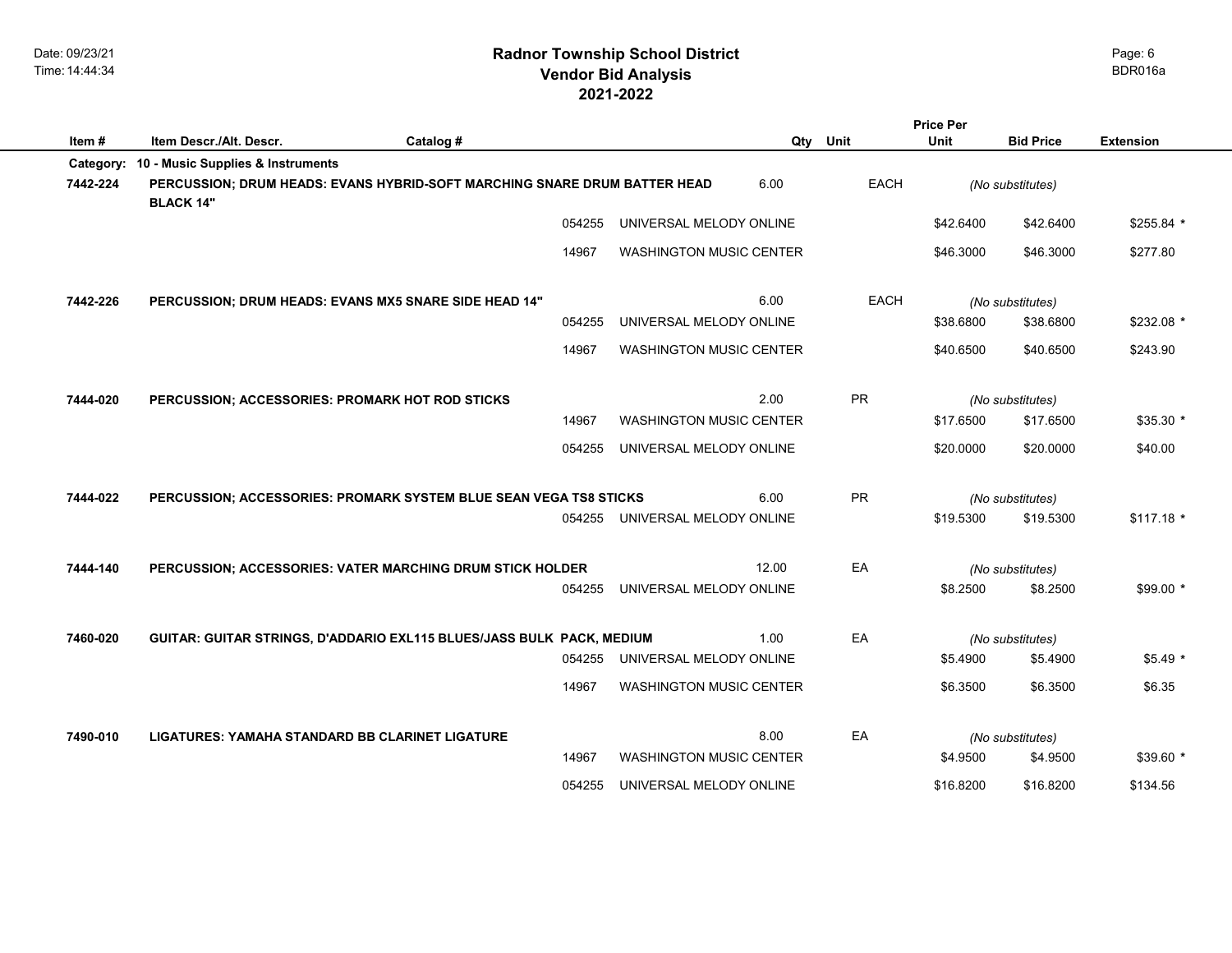# Radnor Township School District
## Vendor Bid Analysis
## 2021-2022

| Item # | Item Descr./Alt. Descr. | Catalog # | Qty | Unit | Price Per Unit | Bid Price | Extension |
|---|---|---|---|---|---|---|---|
| **Category:** | **10 - Music Supplies & Instruments** | | | | | | |
| **7442-224** | **PERCUSSION; DRUM HEADS: EVANS HYBRID-SOFT MARCHING SNARE DRUM BATTER HEAD BLACK 14"** | | 6.00 | EACH | *(No substitutes)* | | |
| | | 054255 UNIVERSAL MELODY ONLINE | | | $42.6400 | $42.6400 | $255.84 * |
| | | 14967 WASHINGTON MUSIC CENTER | | | $46.3000 | $46.3000 | $277.80 |
| **7442-226** | **PERCUSSION; DRUM HEADS: EVANS MX5 SNARE SIDE HEAD 14"** | | 6.00 | EACH | *(No substitutes)* | | |
| | | 054255 UNIVERSAL MELODY ONLINE | | | $38.6800 | $38.6800 | $232.08 * |
| | | 14967 WASHINGTON MUSIC CENTER | | | $40.6500 | $40.6500 | $243.90 |
| **7444-020** | **PERCUSSION; ACCESSORIES: PROMARK HOT ROD STICKS** | | 2.00 | PR | *(No substitutes)* | | |
| | | 14967 WASHINGTON MUSIC CENTER | | | $17.6500 | $17.6500 | $35.30 * |
| | | 054255 UNIVERSAL MELODY ONLINE | | | $20.0000 | $20.0000 | $40.00 |
| **7444-022** | **PERCUSSION; ACCESSORIES: PROMARK SYSTEM BLUE SEAN VEGA TS8 STICKS** | | 6.00 | PR | *(No substitutes)* | | |
| | | 054255 UNIVERSAL MELODY ONLINE | | | $19.5300 | $19.5300 | $117.18 * |
| **7444-140** | **PERCUSSION; ACCESSORIES: VATER MARCHING DRUM STICK HOLDER** | | 12.00 | EA | *(No substitutes)* | | |
| | | 054255 UNIVERSAL MELODY ONLINE | | | $8.2500 | $8.2500 | $99.00 * |
| **7460-020** | **GUITAR: GUITAR STRINGS, D'ADDARIO EXL115 BLUES/JASS BULK PACK, MEDIUM** | | 1.00 | EA | *(No substitutes)* | | |
| | | 054255 UNIVERSAL MELODY ONLINE | | | $5.4900 | $5.4900 | $5.49 * |
| | | 14967 WASHINGTON MUSIC CENTER | | | $6.3500 | $6.3500 | $6.35 |
| **7490-010** | **LIGATURES: YAMAHA STANDARD BB CLARINET LIGATURE** | | 8.00 | EA | *(No substitutes)* | | |
| | | 14967 WASHINGTON MUSIC CENTER | | | $4.9500 | $4.9500 | $39.60 * |
| | | 054255 UNIVERSAL MELODY ONLINE | | | $16.8200 | $16.8200 | $134.56 |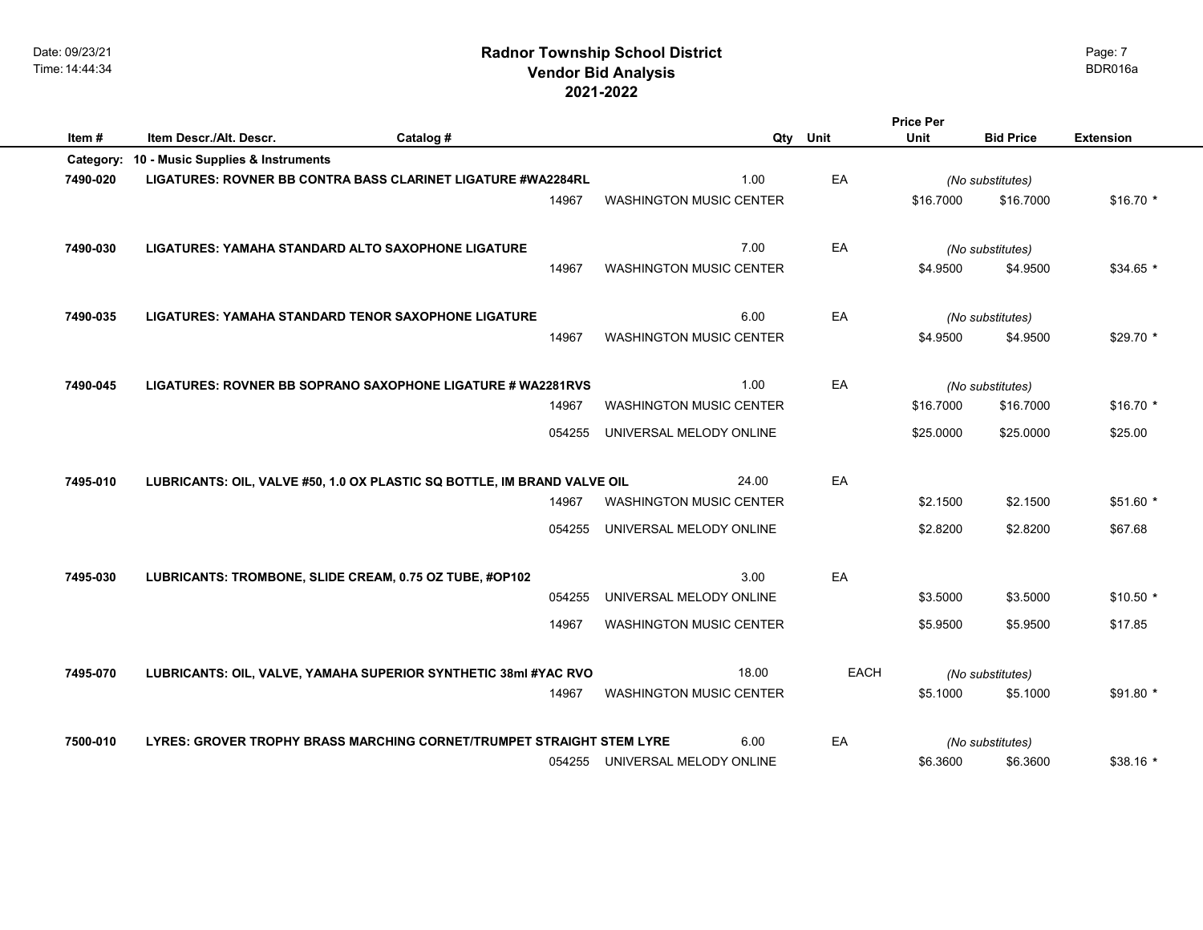# Radnor Township School District
## Vendor Bid Analysis
## 2021-2022

| Item # | Item Descr./Alt. Descr. | Catalog # | Qty | Unit | Price Per Unit | Bid Price | Extension |
|---|---|---|---|---|---|---|---|
| **Category:** | **10 - Music Supplies & Instruments** | | | | | | |
| **7490-020** | **LIGATURES: ROVNER BB CONTRA BASS CLARINET LIGATURE #WA2284RL** | | **1.00** | **EA** | *(No substitutes)* | | |
| | | 14967 | WASHINGTON MUSIC CENTER | | $16.7000 | $16.7000 | $16.70 * |
| **7490-030** | **LIGATURES: YAMAHA STANDARD ALTO SAXOPHONE LIGATURE** | | **7.00** | **EA** | *(No substitutes)* | | |
| | | 14967 | WASHINGTON MUSIC CENTER | | $4.9500 | $4.9500 | $34.65 * |
| **7490-035** | **LIGATURES: YAMAHA STANDARD TENOR SAXOPHONE LIGATURE** | | **6.00** | **EA** | *(No substitutes)* | | |
| | | 14967 | WASHINGTON MUSIC CENTER | | $4.9500 | $4.9500 | $29.70 * |
| **7490-045** | **LIGATURES: ROVNER BB SOPRANO SAXOPHONE LIGATURE # WA2281RVS** | | **1.00** | **EA** | *(No substitutes)* | | |
| | | 14967 | WASHINGTON MUSIC CENTER | | $16.7000 | $16.7000 | $16.70 * |
| | | 054255 | UNIVERSAL MELODY ONLINE | | $25.0000 | $25.0000 | $25.00 |
| **7495-010** | **LUBRICANTS: OIL, VALVE #50, 1.0 OX PLASTIC SQ BOTTLE, IM BRAND VALVE OIL** | | **24.00** | **EA** | | | |
| | | 14967 | WASHINGTON MUSIC CENTER | | $2.1500 | $2.1500 | $51.60 * |
| | | 054255 | UNIVERSAL MELODY ONLINE | | $2.8200 | $2.8200 | $67.68 |
| **7495-030** | **LUBRICANTS: TROMBONE, SLIDE CREAM, 0.75 OZ TUBE, #OP102** | | **3.00** | **EA** | | | |
| | | 054255 | UNIVERSAL MELODY ONLINE | | $3.5000 | $3.5000 | $10.50 * |
| | | 14967 | WASHINGTON MUSIC CENTER | | $5.9500 | $5.9500 | $17.85 |
| **7495-070** | **LUBRICANTS: OIL, VALVE, YAMAHA SUPERIOR SYNTHETIC 38ml #YAC RVO** | | **18.00** | **EACH** | *(No substitutes)* | | |
| | | 14967 | WASHINGTON MUSIC CENTER | | $5.1000 | $5.1000 | $91.80 * |
| **7500-010** | **LYRES: GROVER TROPHY BRASS MARCHING CORNET/TRUMPET STRAIGHT STEM LYRE** | | **6.00** | **EA** | *(No substitutes)* | | |
| | | 054255 | UNIVERSAL MELODY ONLINE | | $6.3600 | $6.3600 | $38.16 * |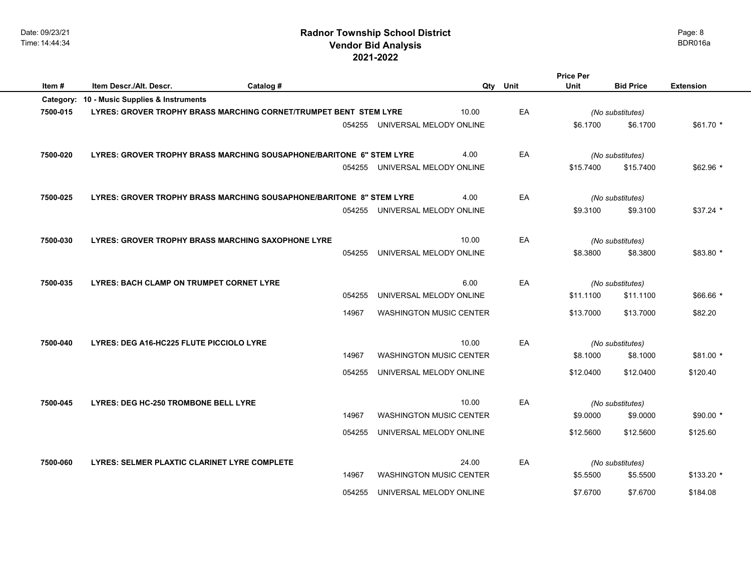# Radnor Township School District
## Vendor Bid Analysis
## 2021-2022

Date: 09/23/21
Time: 14:44:34

BDR016a

| Item # | Item Descr./Alt. Descr. | Catalog # | Vendor | Qty | Unit | Price Per Unit | Bid Price | Extension |
|---|---|---|---|---|---|---|---|---|
| **Category:** | **10 - Music Supplies & Instruments** | | | | | | | |
| **7500-015** | **LYRES: GROVER TROPHY BRASS MARCHING CORNET/TRUMPET BENT STEM LYRE** | | | 10.00 | EA | *(No substitutes)* | | |
| | | 054255 | UNIVERSAL MELODY ONLINE | | | $6.1700 | $6.1700 | $61.70 * |
| **7500-020** | **LYRES: GROVER TROPHY BRASS MARCHING SOUSAPHONE/BARITONE 6" STEM LYRE** | | | 4.00 | EA | *(No substitutes)* | | |
| | | 054255 | UNIVERSAL MELODY ONLINE | | | $15.7400 | $15.7400 | $62.96 * |
| **7500-025** | **LYRES: GROVER TROPHY BRASS MARCHING SOUSAPHONE/BARITONE 8" STEM LYRE** | | | 4.00 | EA | *(No substitutes)* | | |
| | | 054255 | UNIVERSAL MELODY ONLINE | | | $9.3100 | $9.3100 | $37.24 * |
| **7500-030** | **LYRES: GROVER TROPHY BRASS MARCHING SAXOPHONE LYRE** | | | 10.00 | EA | *(No substitutes)* | | |
| | | 054255 | UNIVERSAL MELODY ONLINE | | | $8.3800 | $8.3800 | $83.80 * |
| **7500-035** | **LYRES: BACH CLAMP ON TRUMPET CORNET LYRE** | | | 6.00 | EA | *(No substitutes)* | | |
| | | 054255 | UNIVERSAL MELODY ONLINE | | | $11.1100 | $11.1100 | $66.66 * |
| | | 14967 | WASHINGTON MUSIC CENTER | | | $13.7000 | $13.7000 | $82.20 |
| **7500-040** | **LYRES: DEG A16-HC225 FLUTE PICCIOLO LYRE** | | | 10.00 | EA | *(No substitutes)* | | |
| | | 14967 | WASHINGTON MUSIC CENTER | | | $8.1000 | $8.1000 | $81.00 * |
| | | 054255 | UNIVERSAL MELODY ONLINE | | | $12.0400 | $12.0400 | $120.40 |
| **7500-045** | **LYRES: DEG HC-250 TROMBONE BELL LYRE** | | | 10.00 | EA | *(No substitutes)* | | |
| | | 14967 | WASHINGTON MUSIC CENTER | | | $9.0000 | $9.0000 | $90.00 * |
| | | 054255 | UNIVERSAL MELODY ONLINE | | | $12.5600 | $12.5600 | $125.60 |
| **7500-060** | **LYRES: SELMER PLAXTIC CLARINET LYRE COMPLETE** | | | 24.00 | EA | *(No substitutes)* | | |
| | | 14967 | WASHINGTON MUSIC CENTER | | | $5.5500 | $5.5500 | $133.20 * |
| | | 054255 | UNIVERSAL MELODY ONLINE | | | $7.6700 | $7.6700 | $184.08 |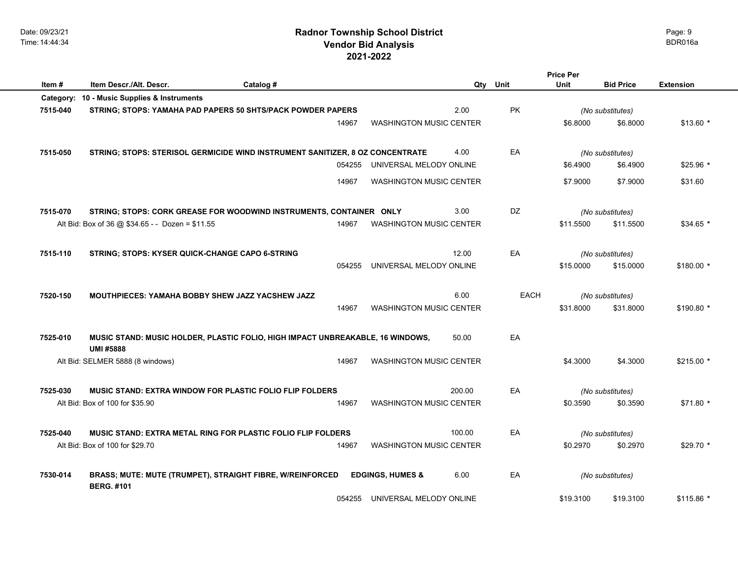# Radnor Township School District
## Vendor Bid Analysis
## 2021-2022

| Item # | Item Descr./Alt. Descr. | Catalog # | | Qty | Unit | Price Per Unit | Bid Price | Extension |
|---|---|---|---|---|---|---|---|---|
| **Category:** | **10 - Music Supplies & Instruments** | | | | | | | |
| **7515-040** | **STRING; STOPS: YAMAHA PAD PAPERS 50 SHTS/PACK POWDER PAPERS** | | | 2.00 | PK | | *(No substitutes)* | |
| | | 14967 | WASHINGTON MUSIC CENTER | | | $6.8000 | $6.8000 | $13.60 * |
| **7515-050** | **STRING; STOPS: STERISOL GERMICIDE WIND INSTRUMENT SANITIZER, 8 OZ CONCENTRATE** | | | 4.00 | EA | | *(No substitutes)* | |
| | | 054255 | UNIVERSAL MELODY ONLINE | | | $6.4900 | $6.4900 | $25.96 * |
| | | 14967 | WASHINGTON MUSIC CENTER | | | $7.9000 | $7.9000 | $31.60 |
| **7515-070** | **STRING; STOPS: CORK GREASE FOR WOODWIND INSTRUMENTS, CONTAINER ONLY** | | | 3.00 | DZ | | *(No substitutes)* | |
| | Alt Bid: Box of 36 @ $34.65 - - Dozen = $11.55 | 14967 | WASHINGTON MUSIC CENTER | | | $11.5500 | $11.5500 | $34.65 * |
| **7515-110** | **STRING; STOPS: KYSER QUICK-CHANGE CAPO 6-STRING** | | | 12.00 | EA | | *(No substitutes)* | |
| | | 054255 | UNIVERSAL MELODY ONLINE | | | $15.0000 | $15.0000 | $180.00 * |
| **7520-150** | **MOUTHPIECES: YAMAHA BOBBY SHEW JAZZ YACSHEW JAZZ** | | | 6.00 | EACH | | *(No substitutes)* | |
| | | 14967 | WASHINGTON MUSIC CENTER | | | $31.8000 | $31.8000 | $190.80 * |
| **7525-010** | **MUSIC STAND: MUSIC HOLDER, PLASTIC FOLIO, HIGH IMPACT UNBREAKABLE, 16 WINDOWS, UMI #5888** | | | 50.00 | EA | | | |
| | Alt Bid: SELMER 5888 (8 windows) | 14967 | WASHINGTON MUSIC CENTER | | | $4.3000 | $4.3000 | $215.00 * |
| **7525-030** | **MUSIC STAND: EXTRA WINDOW FOR PLASTIC FOLIO FLIP FOLDERS** | | | 200.00 | EA | | *(No substitutes)* | |
| | Alt Bid: Box of 100 for $35.90 | 14967 | WASHINGTON MUSIC CENTER | | | $0.3590 | $0.3590 | $71.80 * |
| **7525-040** | **MUSIC STAND: EXTRA METAL RING FOR PLASTIC FOLIO FLIP FOLDERS** | | | 100.00 | EA | | *(No substitutes)* | |
| | Alt Bid: Box of 100 for $29.70 | 14967 | WASHINGTON MUSIC CENTER | | | $0.2970 | $0.2970 | $29.70 * |
| **7530-014** | **BRASS; MUTE: MUTE (TRUMPET), STRAIGHT FIBRE, W/REINFORCED BERG. #101** | **EDGINGS, HUMES &** | | 6.00 | EA | | *(No substitutes)* | |
| | | 054255 | UNIVERSAL MELODY ONLINE | | | $19.3100 | $19.3100 | $115.86 * |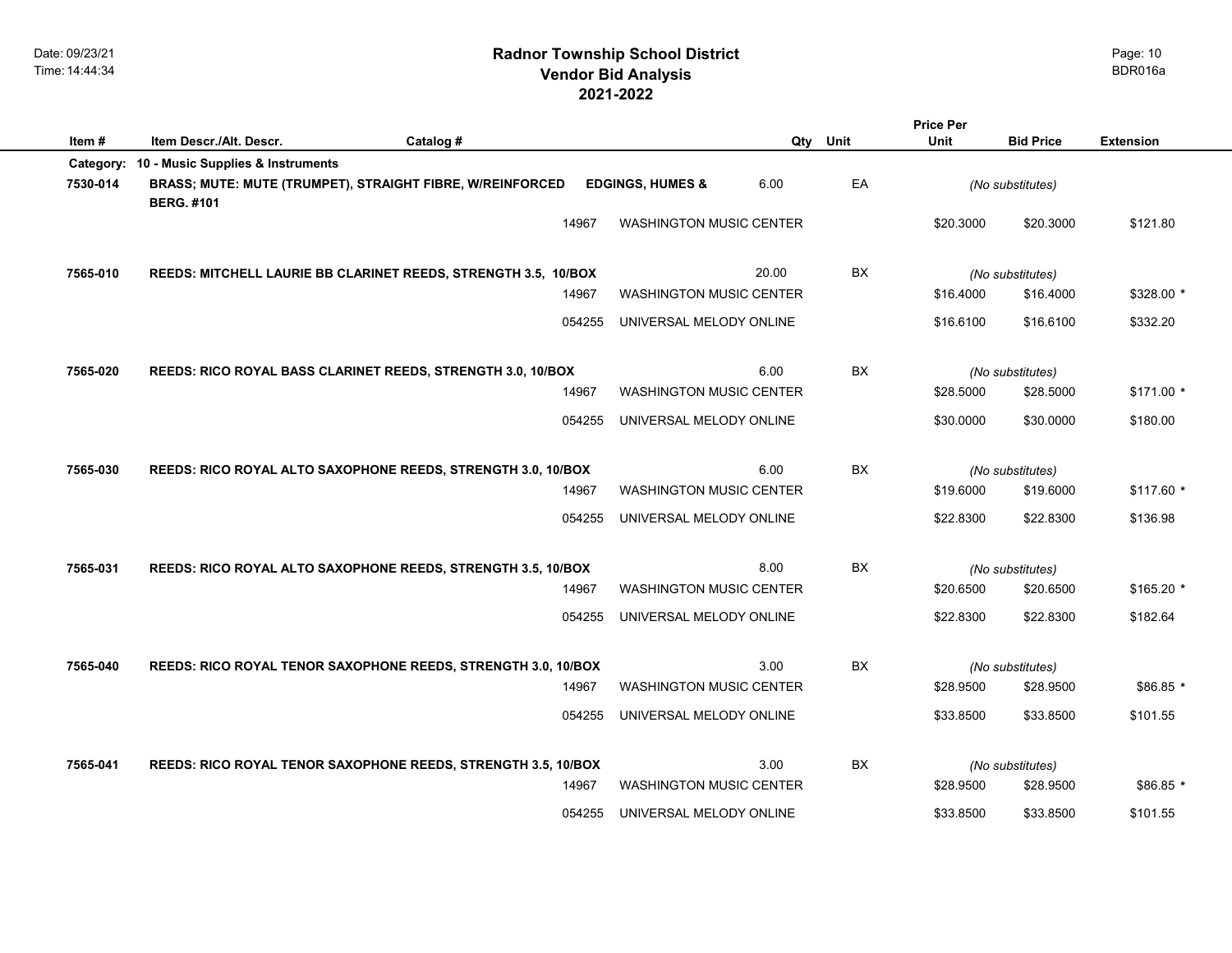# Radnor Township School District
## Vendor Bid Analysis
## 2021-2022

| Item # | Item Descr./Alt. Descr. | Catalog # | | Qty | Unit | Price Per Unit | Bid Price | Extension |
|---|---|---|---|---|---|---|---|---|
| **Category:** | **10 - Music Supplies & Instruments** | | | | | | | |
| **7530-014** | **BRASS; MUTE: MUTE (TRUMPET), STRAIGHT FIBRE, W/REINFORCED BERG. #101** | **EDGINGS, HUMES &** | | **6.00** | **EA** | *(No substitutes)* | | |
| | | 14967 | WASHINGTON MUSIC CENTER | | | $20.3000 | $20.3000 | $121.80 |
| **7565-010** | **REEDS: MITCHELL LAURIE BB CLARINET REEDS, STRENGTH 3.5, 10/BOX** | | | **20.00** | **BX** | *(No substitutes)* | | |
| | | 14967 | WASHINGTON MUSIC CENTER | | | $16.4000 | $16.4000 | $328.00 * |
| | | 054255 | UNIVERSAL MELODY ONLINE | | | $16.6100 | $16.6100 | $332.20 |
| **7565-020** | **REEDS: RICO ROYAL BASS CLARINET REEDS, STRENGTH 3.0, 10/BOX** | | | **6.00** | **BX** | *(No substitutes)* | | |
| | | 14967 | WASHINGTON MUSIC CENTER | | | $28.5000 | $28.5000 | $171.00 * |
| | | 054255 | UNIVERSAL MELODY ONLINE | | | $30.0000 | $30.0000 | $180.00 |
| **7565-030** | **REEDS: RICO ROYAL ALTO SAXOPHONE REEDS, STRENGTH 3.0, 10/BOX** | | | **6.00** | **BX** | *(No substitutes)* | | |
| | | 14967 | WASHINGTON MUSIC CENTER | | | $19.6000 | $19.6000 | $117.60 * |
| | | 054255 | UNIVERSAL MELODY ONLINE | | | $22.8300 | $22.8300 | $136.98 |
| **7565-031** | **REEDS: RICO ROYAL ALTO SAXOPHONE REEDS, STRENGTH 3.5, 10/BOX** | | | **8.00** | **BX** | *(No substitutes)* | | |
| | | 14967 | WASHINGTON MUSIC CENTER | | | $20.6500 | $20.6500 | $165.20 * |
| | | 054255 | UNIVERSAL MELODY ONLINE | | | $22.8300 | $22.8300 | $182.64 |
| **7565-040** | **REEDS: RICO ROYAL TENOR SAXOPHONE REEDS, STRENGTH 3.0, 10/BOX** | | | **3.00** | **BX** | *(No substitutes)* | | |
| | | 14967 | WASHINGTON MUSIC CENTER | | | $28.9500 | $28.9500 | $86.85 * |
| | | 054255 | UNIVERSAL MELODY ONLINE | | | $33.8500 | $33.8500 | $101.55 |
| **7565-041** | **REEDS: RICO ROYAL TENOR SAXOPHONE REEDS, STRENGTH 3.5, 10/BOX** | | | **3.00** | **BX** | *(No substitutes)* | | |
| | | 14967 | WASHINGTON MUSIC CENTER | | | $28.9500 | $28.9500 | $86.85 * |
| | | 054255 | UNIVERSAL MELODY ONLINE | | | $33.8500 | $33.8500 | $101.55 |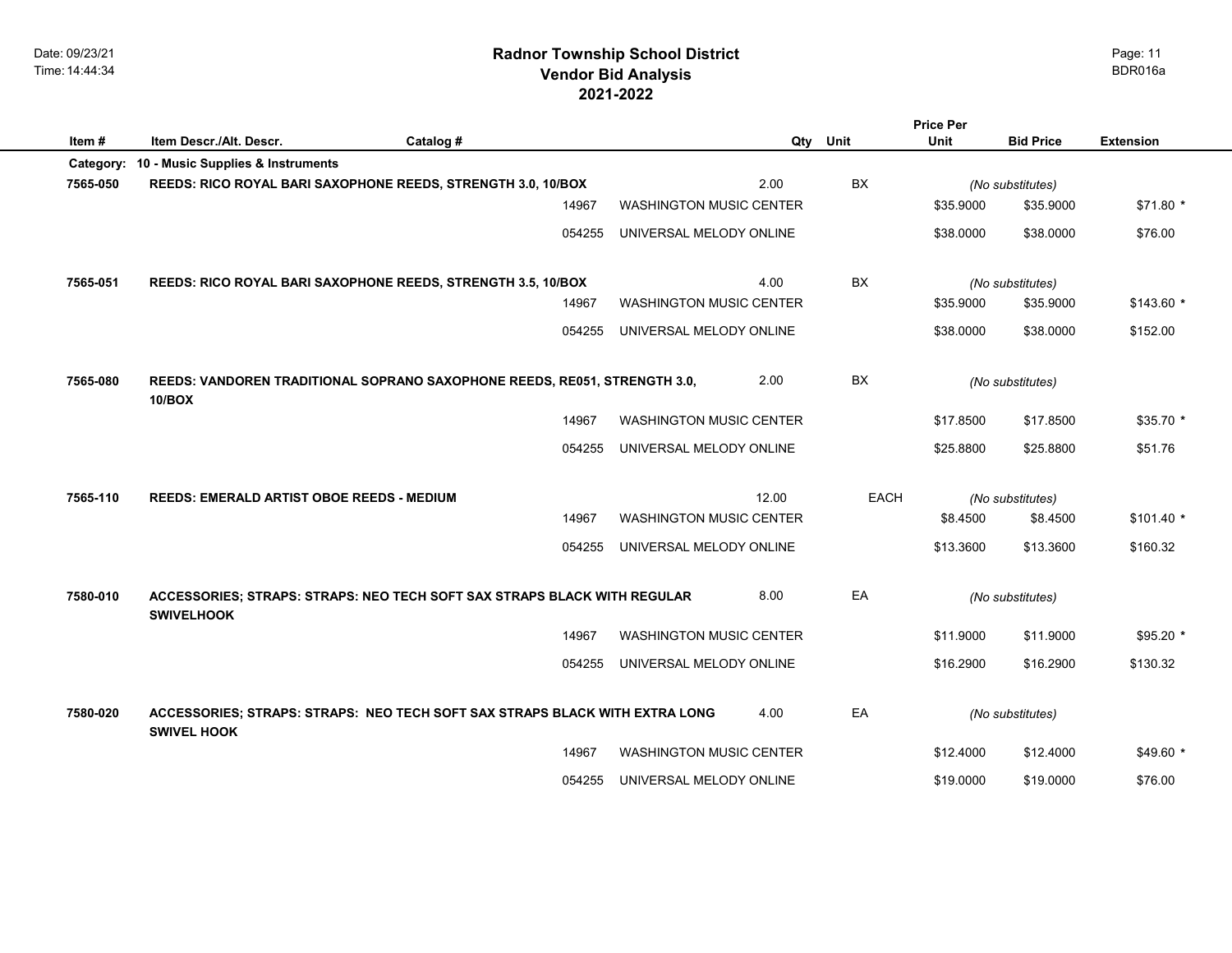# Radnor Township School District
## Vendor Bid Analysis
## 2021-2022

| Item # | Item Descr./Alt. Descr. | Catalog # | Qty | Unit | Price Per Unit | Bid Price | Extension |
|---|---|---|---|---|---|---|---|
| **Category:** | **10 - Music Supplies & Instruments** | | | | | | |
| **7565-050** | **REEDS: RICO ROYAL BARI SAXOPHONE REEDS, STRENGTH 3.0, 10/BOX** | | 2.00 | BX | *(No substitutes)* | | |
| | 14967 | WASHINGTON MUSIC CENTER | | | $35.9000 | $35.9000 | $71.80 * |
| | 054255 | UNIVERSAL MELODY ONLINE | | | $38.0000 | $38.0000 | $76.00 |
| **7565-051** | **REEDS: RICO ROYAL BARI SAXOPHONE REEDS, STRENGTH 3.5, 10/BOX** | | 4.00 | BX | *(No substitutes)* | | |
| | 14967 | WASHINGTON MUSIC CENTER | | | $35.9000 | $35.9000 | $143.60 * |
| | 054255 | UNIVERSAL MELODY ONLINE | | | $38.0000 | $38.0000 | $152.00 |
| **7565-080** | **REEDS: VANDOREN TRADITIONAL SOPRANO SAXOPHONE REEDS, RE051, STRENGTH 3.0, 10/BOX** | | 2.00 | BX | *(No substitutes)* | | |
| | 14967 | WASHINGTON MUSIC CENTER | | | $17.8500 | $17.8500 | $35.70 * |
| | 054255 | UNIVERSAL MELODY ONLINE | | | $25.8800 | $25.8800 | $51.76 |
| **7565-110** | **REEDS: EMERALD ARTIST OBOE REEDS - MEDIUM** | | 12.00 | EACH | *(No substitutes)* | | |
| | 14967 | WASHINGTON MUSIC CENTER | | | $8.4500 | $8.4500 | $101.40 * |
| | 054255 | UNIVERSAL MELODY ONLINE | | | $13.3600 | $13.3600 | $160.32 |
| **7580-010** | **ACCESSORIES; STRAPS: STRAPS: NEO TECH SOFT SAX STRAPS BLACK WITH REGULAR SWIVELHOOK** | | 8.00 | EA | *(No substitutes)* | | |
| | 14967 | WASHINGTON MUSIC CENTER | | | $11.9000 | $11.9000 | $95.20 * |
| | 054255 | UNIVERSAL MELODY ONLINE | | | $16.2900 | $16.2900 | $130.32 |
| **7580-020** | **ACCESSORIES; STRAPS: STRAPS: NEO TECH SOFT SAX STRAPS BLACK WITH EXTRA LONG SWIVEL HOOK** | | 4.00 | EA | *(No substitutes)* | | |
| | 14967 | WASHINGTON MUSIC CENTER | | | $12.4000 | $12.4000 | $49.60 * |
| | 054255 | UNIVERSAL MELODY ONLINE | | | $19.0000 | $19.0000 | $76.00 |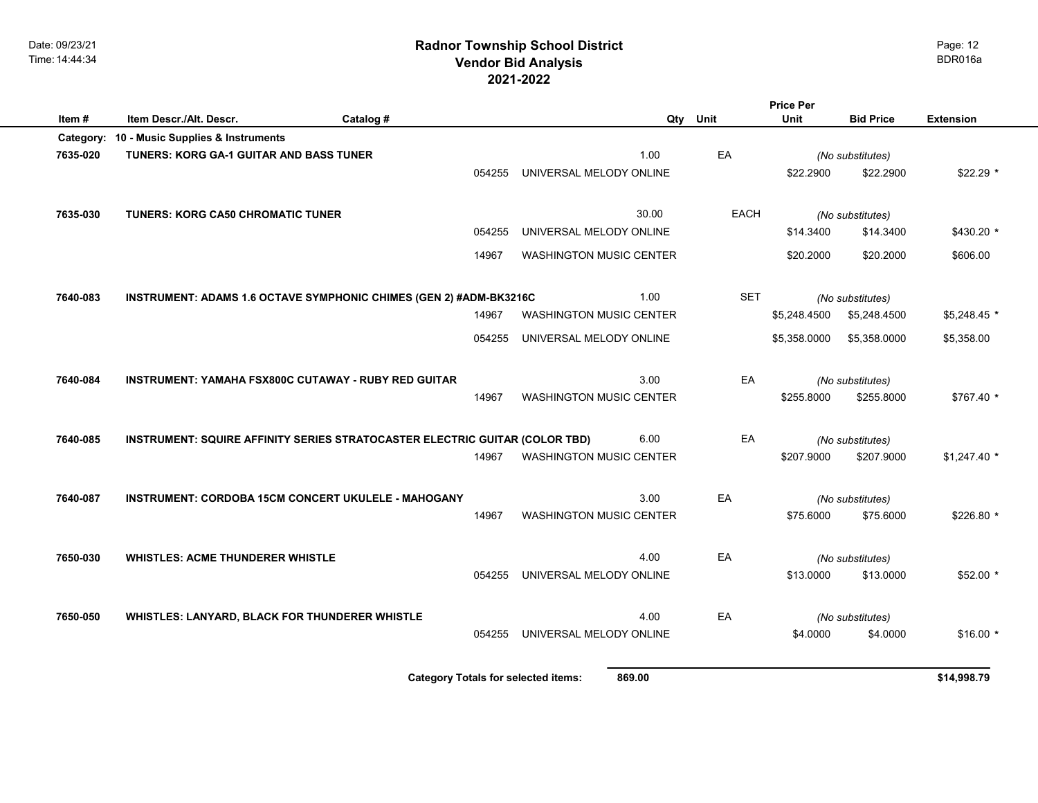# Radnor Township School District
## Vendor Bid Analysis
## 2021-2022

| Item # | Item Descr./Alt. Descr. | Catalog # | | Qty | Unit | Price Per Unit | Bid Price | Extension |
|---|---|---|---|---|---|---|---|---|
| **Category:** | **10 - Music Supplies & Instruments** | | | | | | | |
| **7635-020** | **TUNERS: KORG GA-1 GUITAR AND BASS TUNER** | | | 1.00 | EA | | *(No substitutes)* | |
| | | 054255 | UNIVERSAL MELODY ONLINE | | | $22.2900 | $22.2900 | $22.29 * |
| **7635-030** | **TUNERS: KORG CA50 CHROMATIC TUNER** | | | 30.00 | EACH | | *(No substitutes)* | |
| | | 054255 | UNIVERSAL MELODY ONLINE | | | $14.3400 | $14.3400 | $430.20 * |
| | | 14967 | WASHINGTON MUSIC CENTER | | | $20.2000 | $20.2000 | $606.00 |
| **7640-083** | **INSTRUMENT: ADAMS 1.6 OCTAVE SYMPHONIC CHIMES (GEN 2) #ADM-BK3216C** | | | 1.00 | SET | | *(No substitutes)* | |
| | | 14967 | WASHINGTON MUSIC CENTER | | | $5,248.4500 | $5,248.4500 | $5,248.45 * |
| | | 054255 | UNIVERSAL MELODY ONLINE | | | $5,358.0000 | $5,358.0000 | $5,358.00 |
| **7640-084** | **INSTRUMENT: YAMAHA FSX800C CUTAWAY - RUBY RED GUITAR** | | | 3.00 | EA | | *(No substitutes)* | |
| | | 14967 | WASHINGTON MUSIC CENTER | | | $255.8000 | $255.8000 | $767.40 * |
| **7640-085** | **INSTRUMENT: SQUIRE AFFINITY SERIES STRATOCASTER ELECTRIC GUITAR (COLOR TBD)** | | | 6.00 | EA | | *(No substitutes)* | |
| | | 14967 | WASHINGTON MUSIC CENTER | | | $207.9000 | $207.9000 | $1,247.40 * |
| **7640-087** | **INSTRUMENT: CORDOBA 15CM CONCERT UKULELE - MAHOGANY** | | | 3.00 | EA | | *(No substitutes)* | |
| | | 14967 | WASHINGTON MUSIC CENTER | | | $75.6000 | $75.6000 | $226.80 * |
| **7650-030** | **WHISTLES: ACME THUNDERER WHISTLE** | | | 4.00 | EA | | *(No substitutes)* | |
| | | 054255 | UNIVERSAL MELODY ONLINE | | | $13.0000 | $13.0000 | $52.00 * |
| **7650-050** | **WHISTLES: LANYARD, BLACK FOR THUNDERER WHISTLE** | | | 4.00 | EA | | *(No substitutes)* | |
| | | 054255 | UNIVERSAL MELODY ONLINE | | | $4.0000 | $4.0000 | $16.00 * |
| | | | **Category Totals for selected items:** | **869.00** | | | | **$14,998.79** |